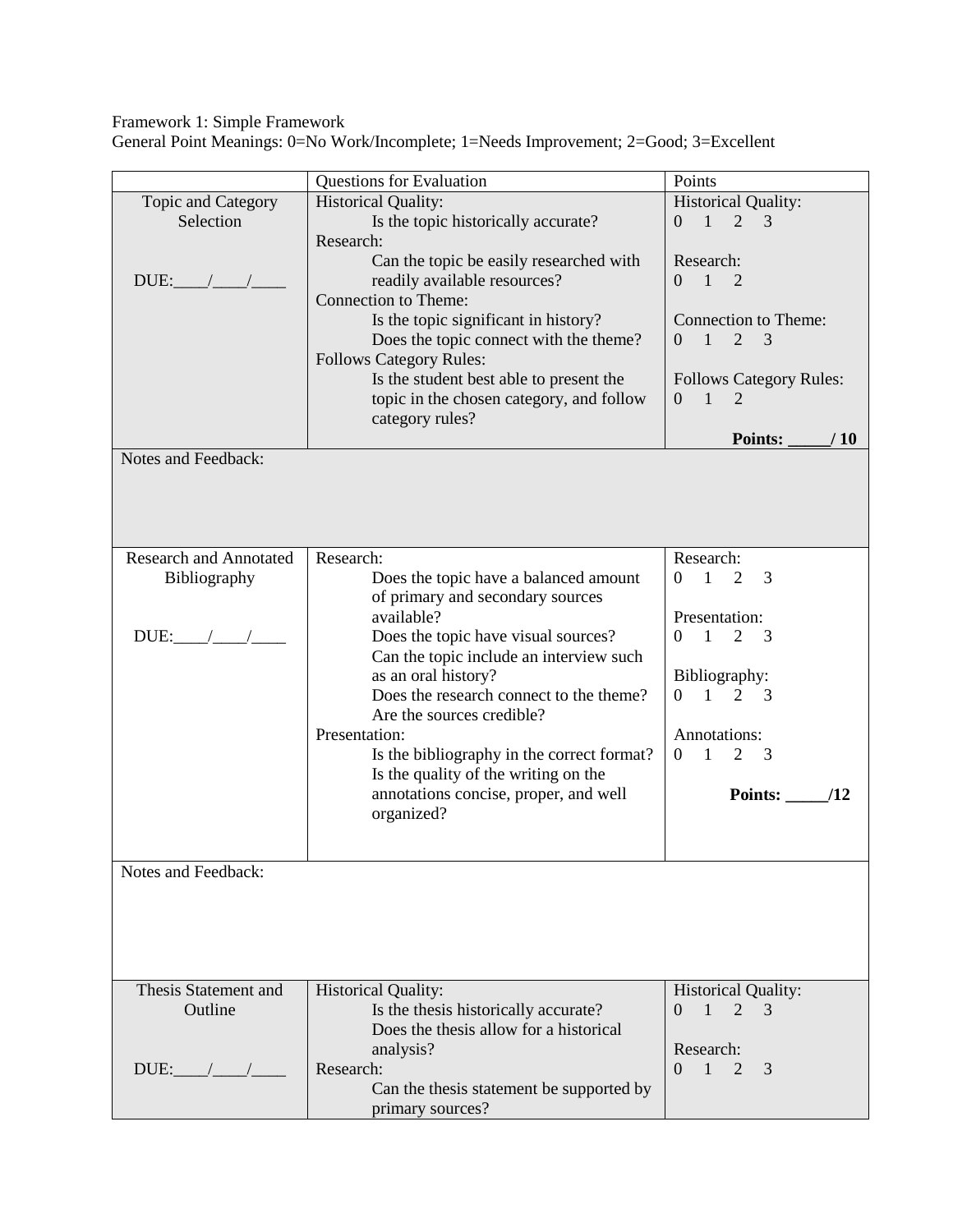Framework 1: Simple Framework
General Point Meanings: 0=No Work/Incomplete; 1=Needs Improvement; 2=Good; 3=Excellent

| | Questions for Evaluation | Points |
|---|---|---|
| Topic and Category Selection<br><br>DUE:____/____/____ | Historical Quality:<br>Is the topic historically accurate?<br>Research:<br>Can the topic be easily researched with readily available resources?<br>Connection to Theme:<br>Is the topic significant in history?<br>Does the topic connect with the theme?<br>Follows Category Rules:<br>Is the student best able to present the topic in the chosen category, and follow category rules? | Historical Quality:<br>0 1 2 3<br><br>Research:<br>0 1 2<br><br>Connection to Theme:<br>0 1 2 3<br><br>Follows Category Rules:<br>0 1 2<br><br>**Points: _____/ 10** |
| Notes and Feedback: | | |
| Research and Annotated Bibliography<br><br>DUE:____/____/____ | Research:<br>Does the topic have a balanced amount of primary and secondary sources available?<br>Does the topic have visual sources?<br>Can the topic include an interview such as an oral history?<br>Does the research connect to the theme?<br>Are the sources credible?<br>Presentation:<br>Is the bibliography in the correct format?<br>Is the quality of the writing on the annotations concise, proper, and well organized? | Research:<br>0 1 2 3<br><br>Presentation:<br>0 1 2 3<br><br>Bibliography:<br>0 1 2 3<br><br>Annotations:<br>0 1 2 3<br><br>**Points: _____/12** |
| Notes and Feedback: | | |
| Thesis Statement and Outline<br><br>DUE:____/____/____ | Historical Quality:<br>Is the thesis historically accurate?<br>Does the thesis allow for a historical analysis?<br>Research:<br>Can the thesis statement be supported by primary sources? | Historical Quality:<br>0 1 2 3<br><br>Research:<br>0 1 2 3 |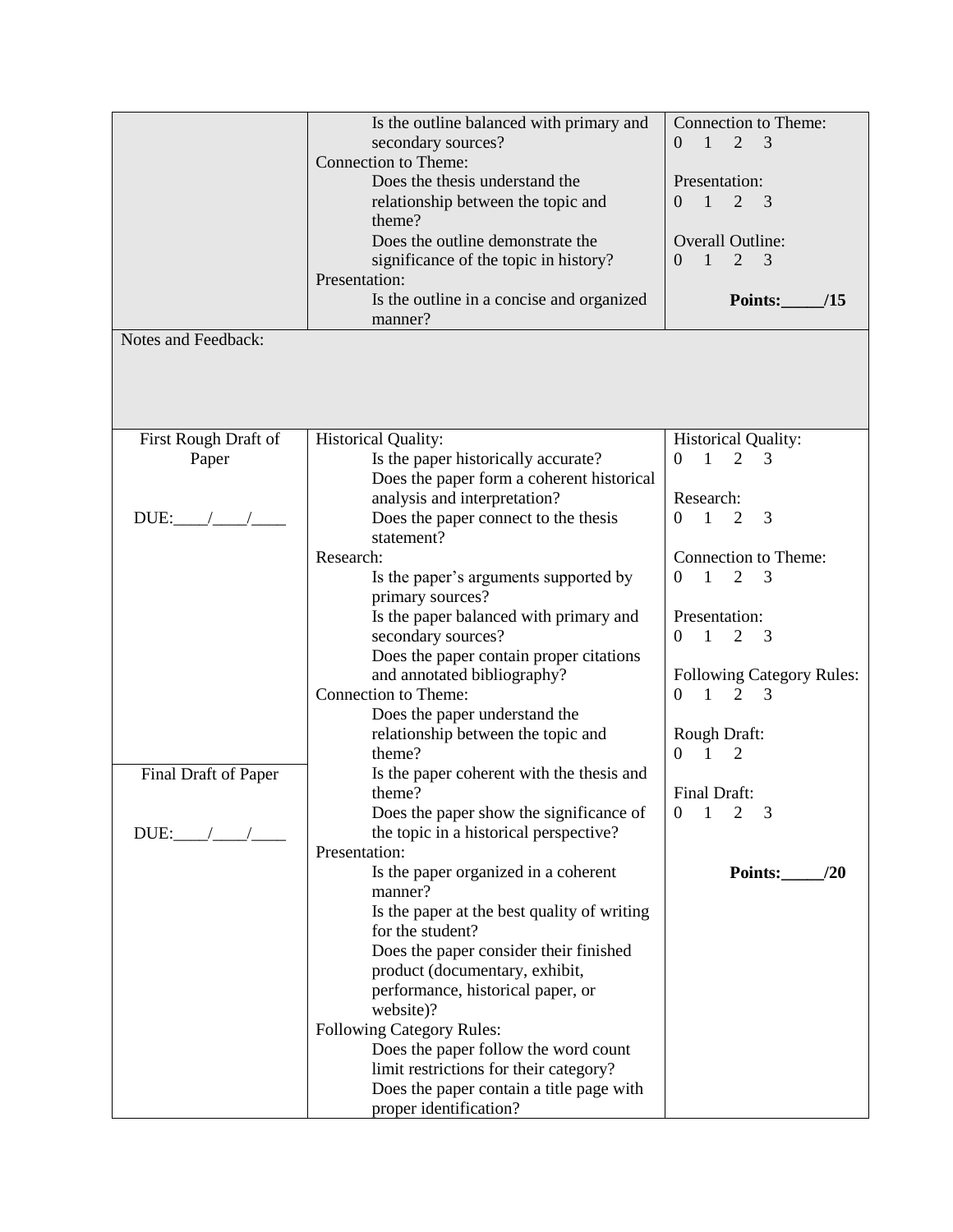| | | |
|---|---|---|
| | Is the outline balanced with primary and secondary sources?<br>Connection to Theme:<br>Does the thesis understand the relationship between the topic and theme?<br>Does the outline demonstrate the significance of the topic in history?<br>Presentation:<br>Is the outline in a concise and organized manner? | Connection to Theme:<br>0 1 2 3<br><br>Presentation:<br>0 1 2 3<br><br>Overall Outline:<br>0 1 2 3<br><br>**Points:_____/15** |
| Notes and Feedback: | | |
| First Rough Draft of Paper<br><br>DUE:____/____/____<br><br><br><br><br><br><br><br><br><br><br>Final Draft of Paper<br><br>DUE:____/____/____ | Historical Quality:<br>Is the paper historically accurate?<br>Does the paper form a coherent historical analysis and interpretation?<br>Does the paper connect to the thesis statement?<br>Research:<br>Is the paper's arguments supported by primary sources?<br>Is the paper balanced with primary and secondary sources?<br>Does the paper contain proper citations and annotated bibliography?<br>Connection to Theme:<br>Does the paper understand the relationship between the topic and theme?<br>Is the paper coherent with the thesis and theme?<br>Does the paper show the significance of the topic in a historical perspective?<br>Presentation:<br>Is the paper organized in a coherent manner?<br>Is the paper at the best quality of writing for the student?<br>Does the paper consider their finished product (documentary, exhibit, performance, historical paper, or website)?<br>Following Category Rules:<br>Does the paper follow the word count limit restrictions for their category?<br>Does the paper contain a title page with proper identification? | Historical Quality:<br>0 1 2 3<br><br>Research:<br>0 1 2 3<br><br>Connection to Theme:<br>0 1 2 3<br><br>Presentation:<br>0 1 2 3<br><br>Following Category Rules:<br>0 1 2 3<br><br>Rough Draft:<br>0 1 2<br><br>Final Draft:<br>0 1 2 3<br><br>**Points:_____/20** |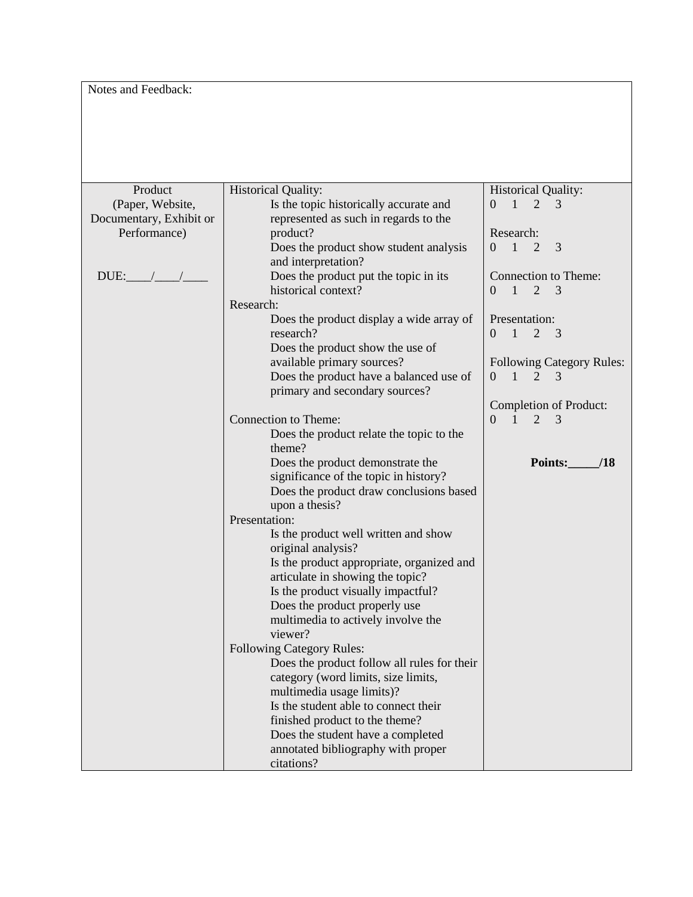| Notes and Feedback: | | |
|---|---|---|
| Product (Paper, Website, Documentary, Exhibit or Performance)<br><br>DUE:____/____/____ | Historical Quality:<br>Is the topic historically accurate and represented as such in regards to the product?<br>Does the product show student analysis and interpretation?<br>Does the product put the topic in its historical context?<br>Research:<br>Does the product display a wide array of research?<br>Does the product show the use of available primary sources?<br>Does the product have a balanced use of primary and secondary sources?<br><br>Connection to Theme:<br>Does the product relate the topic to the theme?<br>Does the product demonstrate the significance of the topic in history?<br>Does the product draw conclusions based upon a thesis?<br>Presentation:<br>Is the product well written and show original analysis?<br>Is the product appropriate, organized and articulate in showing the topic?<br>Is the product visually impactful?<br>Does the product properly use multimedia to actively involve the viewer?<br>Following Category Rules:<br>Does the product follow all rules for their category (word limits, size limits, multimedia usage limits)?<br>Is the student able to connect their finished product to the theme?<br>Does the student have a completed annotated bibliography with proper citations? | Historical Quality:<br>0 1 2 3<br><br>Research:<br>0 1 2 3<br><br>Connection to Theme:<br>0 1 2 3<br><br>Presentation:<br>0 1 2 3<br><br>Following Category Rules:<br>0 1 2 3<br><br>Completion of Product:<br>0 1 2 3<br><br>**Points:_____/18** |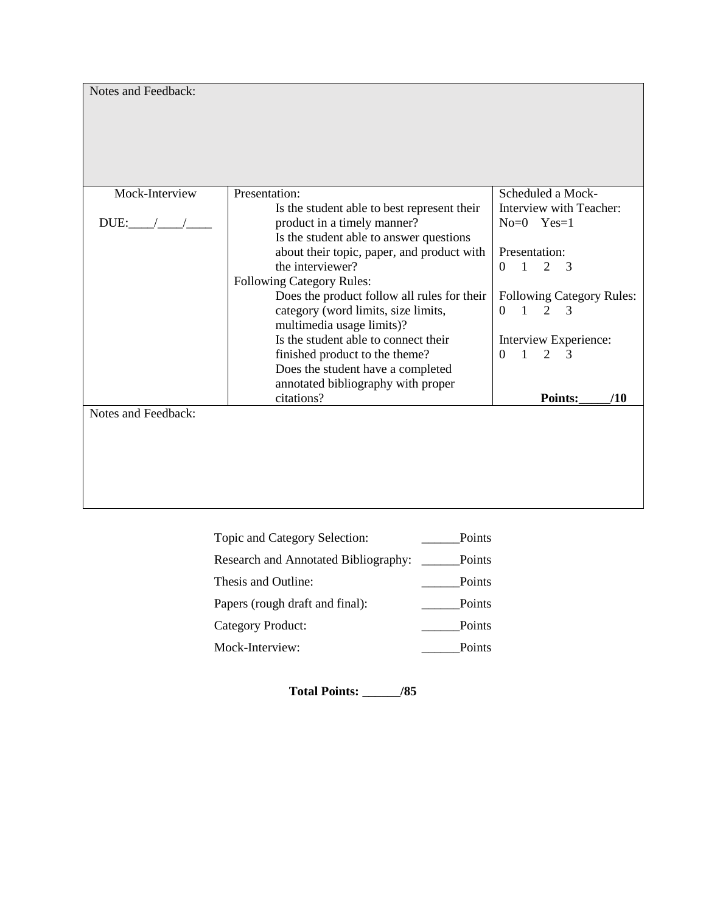| | | |
|---|---|---|
| Notes and Feedback: | | |
| Mock-Interview<br><br>DUE:____/____/____ | Presentation:<br>Is the student able to best represent their product in a timely manner?<br>Is the student able to answer questions about their topic, paper, and product with the interviewer?<br>Following Category Rules:<br>Does the product follow all rules for their category (word limits, size limits, multimedia usage limits)?<br>Is the student able to connect their finished product to the theme?<br>Does the student have a completed annotated bibliography with proper citations? | Scheduled a Mock-Interview with Teacher:<br>No=0 Yes=1<br><br>Presentation:<br>0 1 2 3<br><br>Following Category Rules:<br>0 1 2 3<br><br>Interview Experience:<br>0 1 2 3<br><br>**Points:_____/10** |
| Notes and Feedback: | | |

Topic and Category Selection: ______Points

Research and Annotated Bibliography: ______Points

Thesis and Outline: ______Points

Papers (rough draft and final): ______Points

Category Product: ______Points

Mock-Interview: ______Points

**Total Points: ______/85**